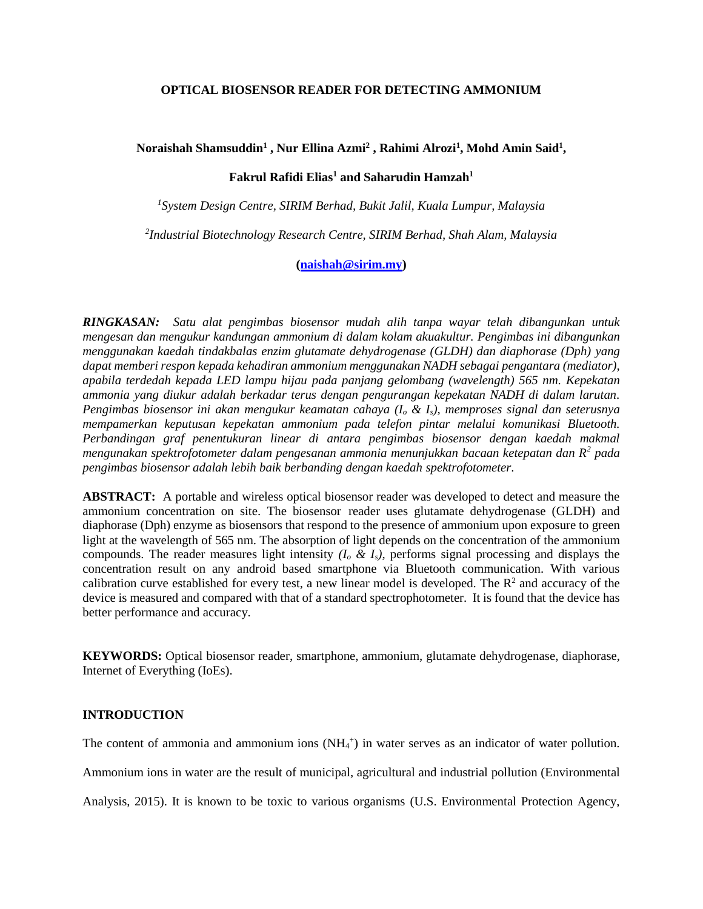# OPTICAL BIOSENSOR READER FOR DETECTING AMMONIUM

**Noraishah Shamsuddin[1], Nur Ellina Azmi[2], Rahimi Alrozi[1], Mohd Amin Said[1], Fakrul Rafidi Elias[1] and Saharudin Hamzah[1]**

*[1]System Design Centre, SIRIM Berhad, Bukit Jalil, Kuala Lumpur, Malaysia*

*[2]Industrial Biotechnology Research Centre, SIRIM Berhad, Shah Alam, Malaysia*

**(naishah@sirim.my)**

***RINGKASAN:*** *Satu alat pengimbas biosensor mudah alih tanpa wayar telah dibangunkan untuk mengesan dan mengukur kandungan ammonium di dalam kolam akuakultur. Pengimbas ini dibangunkan menggunakan kaedah tindakbalas enzim glutamate dehydrogenase (GLDH) dan diaphorase (Dph) yang dapat memberi respon kepada kehadiran ammonium menggunakan NADH sebagai pengantara (mediator), apabila terdedah kepada LED lampu hijau pada panjang gelombang (wavelength) 565 nm. Kepekatan ammonia yang diukur adalah berkadar terus dengan pengurangan kepekatan NADH di dalam larutan. Pengimbas biosensor ini akan mengukur keamatan cahaya ($I_o$ & $I_s$), memproses signal dan seterusnya mempamerkan keputusan kepekatan ammonium pada telefon pintar melalui komunikasi Bluetooth. Perbandingan graf penentukuran linear di antara pengimbas biosensor dengan kaedah makmal mengunakan spektrofotometer dalam pengesanan ammonia menunjukkan bacaan ketepatan dan $R^2$ pada pengimbas biosensor adalah lebih baik berbanding dengan kaedah spektrofotometer.*

**ABSTRACT:** A portable and wireless optical biosensor reader was developed to detect and measure the ammonium concentration on site. The biosensor reader uses glutamate dehydrogenase (GLDH) and diaphorase (Dph) enzyme as biosensors that respond to the presence of ammonium upon exposure to green light at the wavelength of 565 nm. The absorption of light depends on the concentration of the ammonium compounds. The reader measures light intensity *($I_o$ & $I_s$)*, performs signal processing and displays the concentration result on any android based smartphone via Bluetooth communication. With various calibration curve established for every test, a new linear model is developed. The $R^2$ and accuracy of the device is measured and compared with that of a standard spectrophotometer. It is found that the device has better performance and accuracy.

**KEYWORDS:** Optical biosensor reader, smartphone, ammonium, glutamate dehydrogenase, diaphorase, Internet of Everything (IoEs).

## INTRODUCTION

The content of ammonia and ammonium ions ($NH_4^+$) in water serves as an indicator of water pollution. Ammonium ions in water are the result of municipal, agricultural and industrial pollution (Environmental Analysis, 2015). It is known to be toxic to various organisms (U.S. Environmental Protection Agency,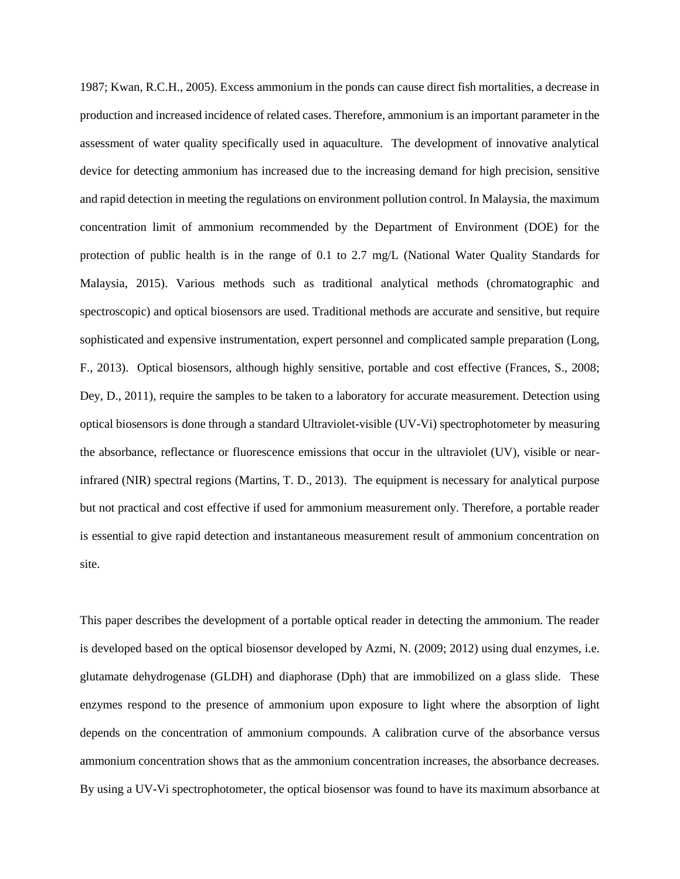1987; Kwan, R.C.H., 2005). Excess ammonium in the ponds can cause direct fish mortalities, a decrease in production and increased incidence of related cases. Therefore, ammonium is an important parameter in the assessment of water quality specifically used in aquaculture. The development of innovative analytical device for detecting ammonium has increased due to the increasing demand for high precision, sensitive and rapid detection in meeting the regulations on environment pollution control. In Malaysia, the maximum concentration limit of ammonium recommended by the Department of Environment (DOE) for the protection of public health is in the range of 0.1 to 2.7 mg/L (National Water Quality Standards for Malaysia, 2015). Various methods such as traditional analytical methods (chromatographic and spectroscopic) and optical biosensors are used. Traditional methods are accurate and sensitive, but require sophisticated and expensive instrumentation, expert personnel and complicated sample preparation (Long, F., 2013). Optical biosensors, although highly sensitive, portable and cost effective (Frances, S., 2008; Dey, D., 2011), require the samples to be taken to a laboratory for accurate measurement. Detection using optical biosensors is done through a standard Ultraviolet-visible (UV-Vi) spectrophotometer by measuring the absorbance, reflectance or fluorescence emissions that occur in the ultraviolet (UV), visible or near-infrared (NIR) spectral regions (Martins, T. D., 2013). The equipment is necessary for analytical purpose but not practical and cost effective if used for ammonium measurement only. Therefore, a portable reader is essential to give rapid detection and instantaneous measurement result of ammonium concentration on site.

This paper describes the development of a portable optical reader in detecting the ammonium. The reader is developed based on the optical biosensor developed by Azmi, N. (2009; 2012) using dual enzymes, i.e. glutamate dehydrogenase (GLDH) and diaphorase (Dph) that are immobilized on a glass slide. These enzymes respond to the presence of ammonium upon exposure to light where the absorption of light depends on the concentration of ammonium compounds. A calibration curve of the absorbance versus ammonium concentration shows that as the ammonium concentration increases, the absorbance decreases. By using a UV-Vi spectrophotometer, the optical biosensor was found to have its maximum absorbance at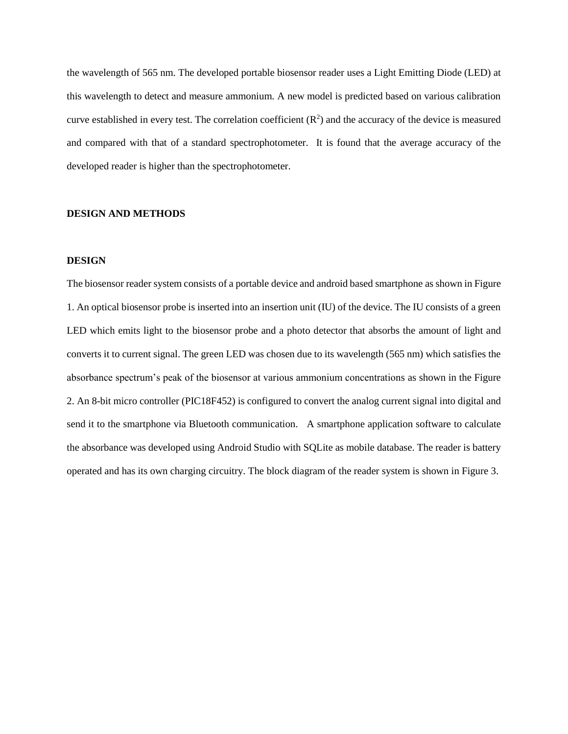the wavelength of 565 nm. The developed portable biosensor reader uses a Light Emitting Diode (LED) at this wavelength to detect and measure ammonium. A new model is predicted based on various calibration curve established in every test. The correlation coefficient ($R^2$) and the accuracy of the device is measured and compared with that of a standard spectrophotometer. It is found that the average accuracy of the developed reader is higher than the spectrophotometer.

## DESIGN AND METHODS

### DESIGN

The biosensor reader system consists of a portable device and android based smartphone as shown in Figure 1. An optical biosensor probe is inserted into an insertion unit (IU) of the device. The IU consists of a green LED which emits light to the biosensor probe and a photo detector that absorbs the amount of light and converts it to current signal. The green LED was chosen due to its wavelength (565 nm) which satisfies the absorbance spectrum's peak of the biosensor at various ammonium concentrations as shown in the Figure 2. An 8-bit micro controller (PIC18F452) is configured to convert the analog current signal into digital and send it to the smartphone via Bluetooth communication. A smartphone application software to calculate the absorbance was developed using Android Studio with SQLite as mobile database. The reader is battery operated and has its own charging circuitry. The block diagram of the reader system is shown in Figure 3.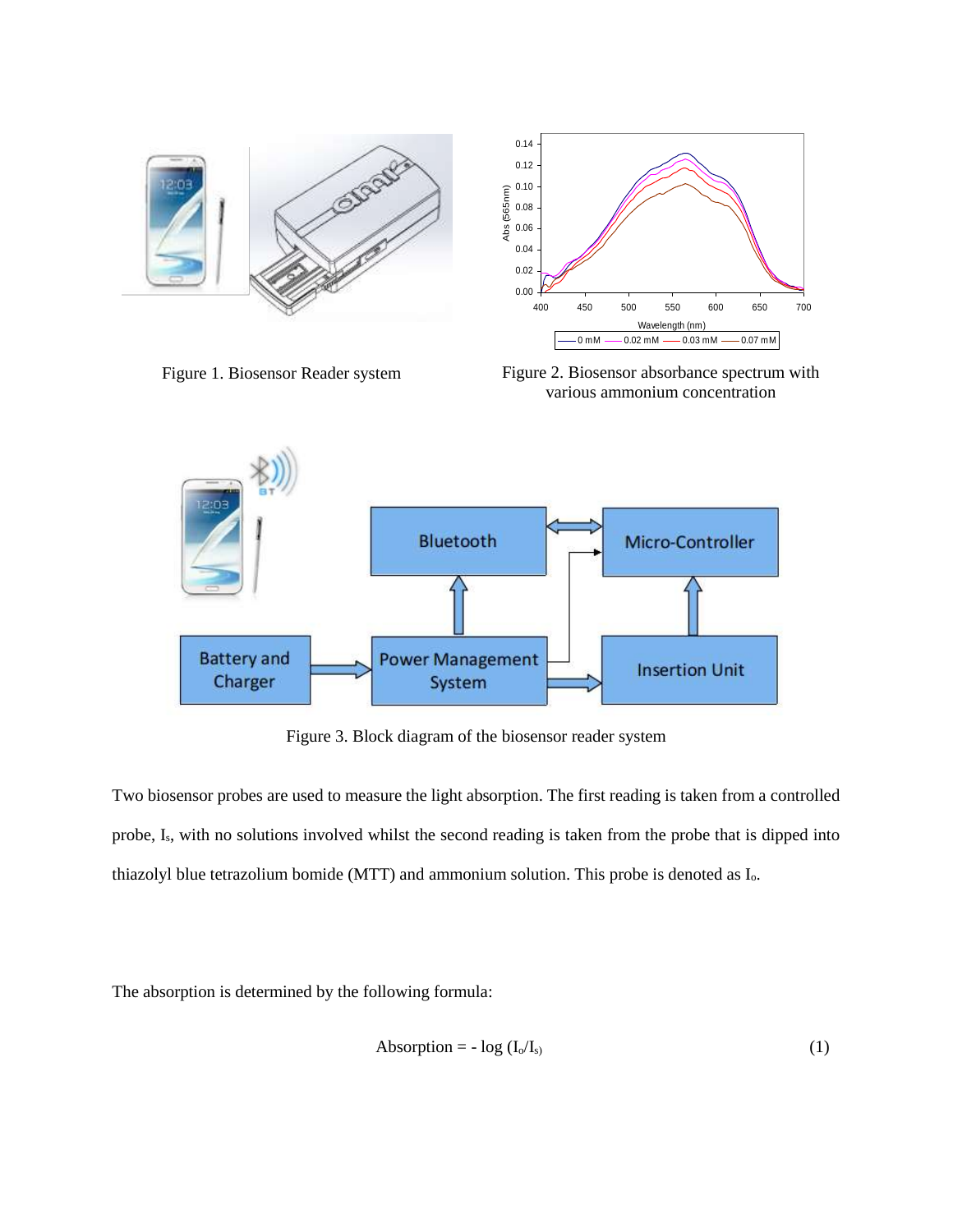Figure 1. Biosensor Reader system

Figure 2. Biosensor absorbance spectrum with various ammonium concentration

Figure 3. Block diagram of the biosensor reader system

Two biosensor probes are used to measure the light absorption. The first reading is taken from a controlled probe, $I_s$, with no solutions involved whilst the second reading is taken from the probe that is dipped into thiazolyl blue tetrazolium bomide (MTT) and ammonium solution. This probe is denoted as $I_o$.

The absorption is determined by the following formula:

$$\text{Absorption} = - \log (I_o/I_s) \tag{1}$$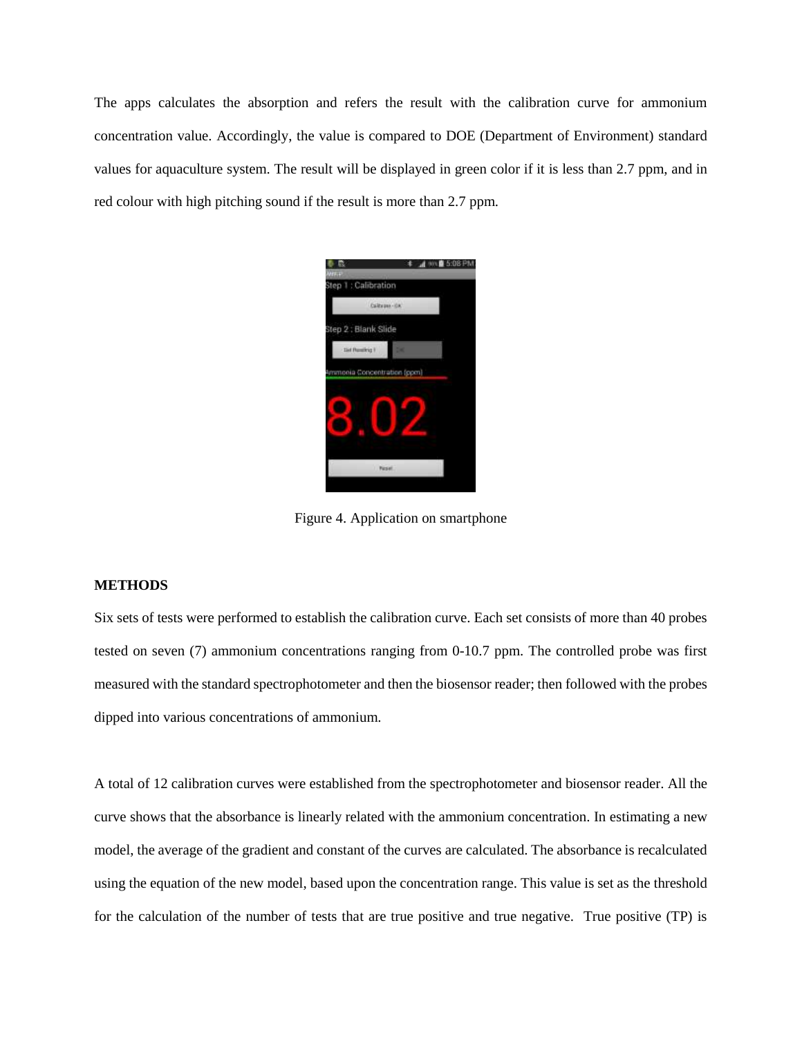The apps calculates the absorption and refers the result with the calibration curve for ammonium concentration value. Accordingly, the value is compared to DOE (Department of Environment) standard values for aquaculture system. The result will be displayed in green color if it is less than 2.7 ppm, and in red colour with high pitching sound if the result is more than 2.7 ppm.

Figure 4. Application on smartphone

## METHODS

Six sets of tests were performed to establish the calibration curve. Each set consists of more than 40 probes tested on seven (7) ammonium concentrations ranging from 0-10.7 ppm. The controlled probe was first measured with the standard spectrophotometer and then the biosensor reader; then followed with the probes dipped into various concentrations of ammonium.

A total of 12 calibration curves were established from the spectrophotometer and biosensor reader. All the curve shows that the absorbance is linearly related with the ammonium concentration. In estimating a new model, the average of the gradient and constant of the curves are calculated. The absorbance is recalculated using the equation of the new model, based upon the concentration range. This value is set as the threshold for the calculation of the number of tests that are true positive and true negative. True positive (TP) is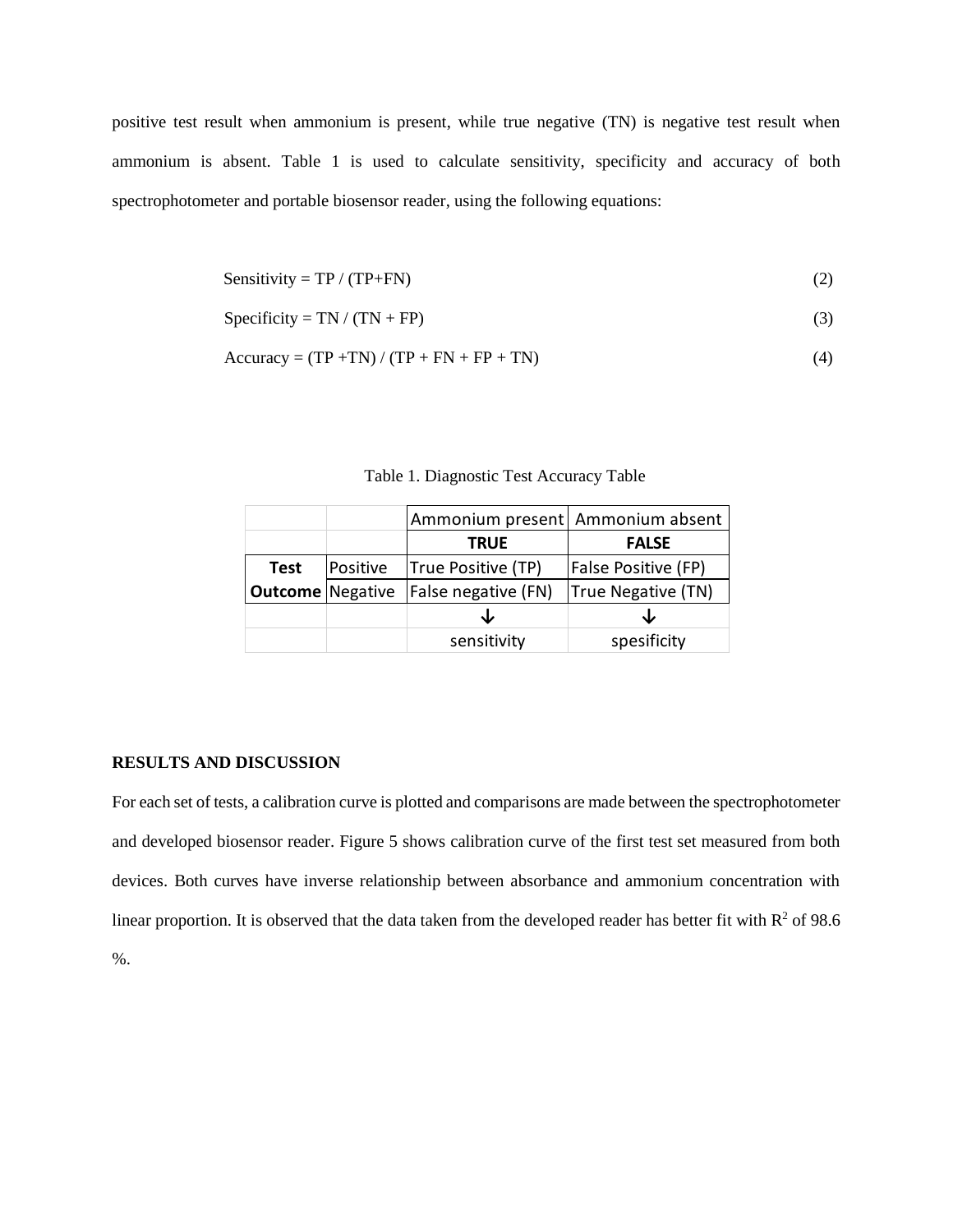positive test result when ammonium is present, while true negative (TN) is negative test result when ammonium is absent. Table 1 is used to calculate sensitivity, specificity and accuracy of both spectrophotometer and portable biosensor reader, using the following equations:

$$\text{Sensitivity} = TP / (TP+FN) \tag{2}$$

$$\text{Specificity} = TN / (TN + FP) \tag{3}$$

$$\text{Accuracy} = (TP + TN) / (TP + FN + FP + TN) \tag{4}$$

Table 1. Diagnostic Test Accuracy Table

| | | Ammonium present | Ammonium absent |
|---|---|---|---|
| | | **TRUE** | **FALSE** |
| **Test** | Positive | True Positive (TP) | False Positive (FP) |
| **Outcome** | Negative | False negative (FN) | True Negative (TN) |
| | | ↓ | ↓ |
| | | sensitivity | spesificity |

**RESULTS AND DISCUSSION**

For each set of tests, a calibration curve is plotted and comparisons are made between the spectrophotometer and developed biosensor reader. Figure 5 shows calibration curve of the first test set measured from both devices. Both curves have inverse relationship between absorbance and ammonium concentration with linear proportion. It is observed that the data taken from the developed reader has better fit with $R^2$ of 98.6 %.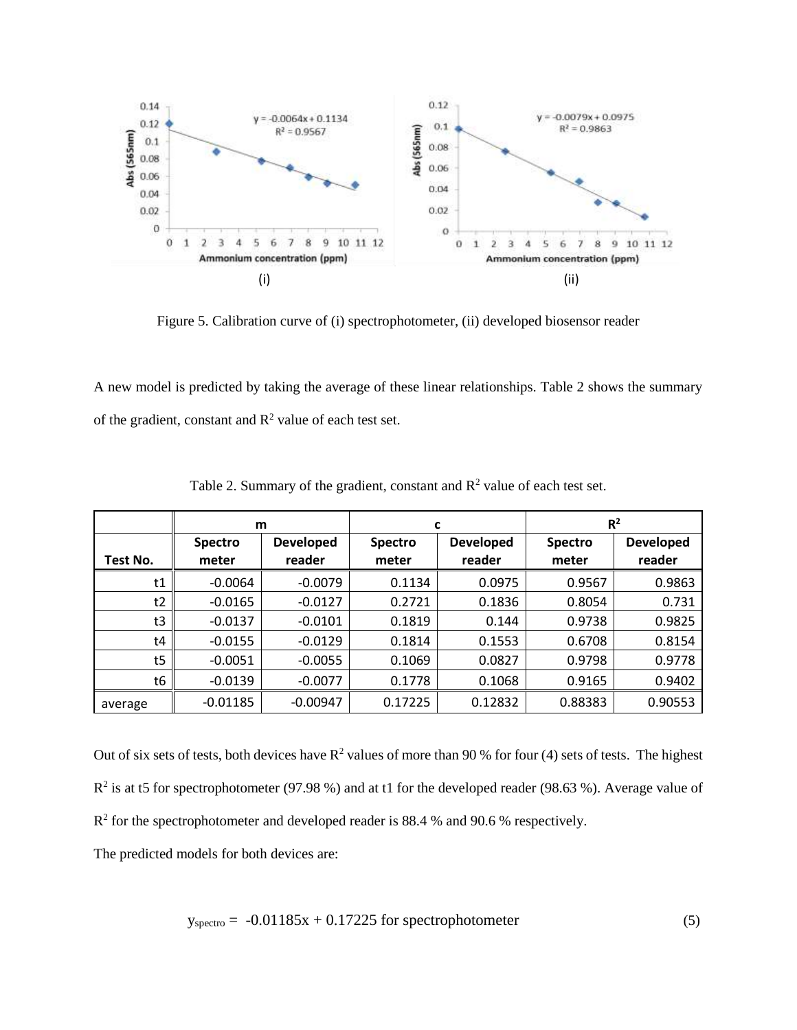Figure 5. Calibration curve of (i) spectrophotometer, (ii) developed biosensor reader

A new model is predicted by taking the average of these linear relationships. Table 2 shows the summary of the gradient, constant and $R^2$ value of each test set.

Table 2. Summary of the gradient, constant and $R^2$ value of each test set.

| | m | | c | | $R^2$ | |
|---|---|---|---|---|---|---|
| Test No. | Spectro meter | Developed reader | Spectro meter | Developed reader | Spectro meter | Developed reader |
| t1 | -0.0064 | -0.0079 | 0.1134 | 0.0975 | 0.9567 | 0.9863 |
| t2 | -0.0165 | -0.0127 | 0.2721 | 0.1836 | 0.8054 | 0.731 |
| t3 | -0.0137 | -0.0101 | 0.1819 | 0.144 | 0.9738 | 0.9825 |
| t4 | -0.0155 | -0.0129 | 0.1814 | 0.1553 | 0.6708 | 0.8154 |
| t5 | -0.0051 | -0.0055 | 0.1069 | 0.0827 | 0.9798 | 0.9778 |
| t6 | -0.0139 | -0.0077 | 0.1778 | 0.1068 | 0.9165 | 0.9402 |
| average | -0.01185 | -0.00947 | 0.17225 | 0.12832 | 0.88383 | 0.90553 |

Out of six sets of tests, both devices have $R^2$ values of more than 90 % for four (4) sets of tests. The highest $R^2$ is at t5 for spectrophotometer (97.98 %) and at t1 for the developed reader (98.63 %). Average value of $R^2$ for the spectrophotometer and developed reader is 88.4 % and 90.6 % respectively.

The predicted models for both devices are:

$$y_{spectro} = -0.01185x + 0.17225 \text{ for spectrophotometer} \tag{5}$$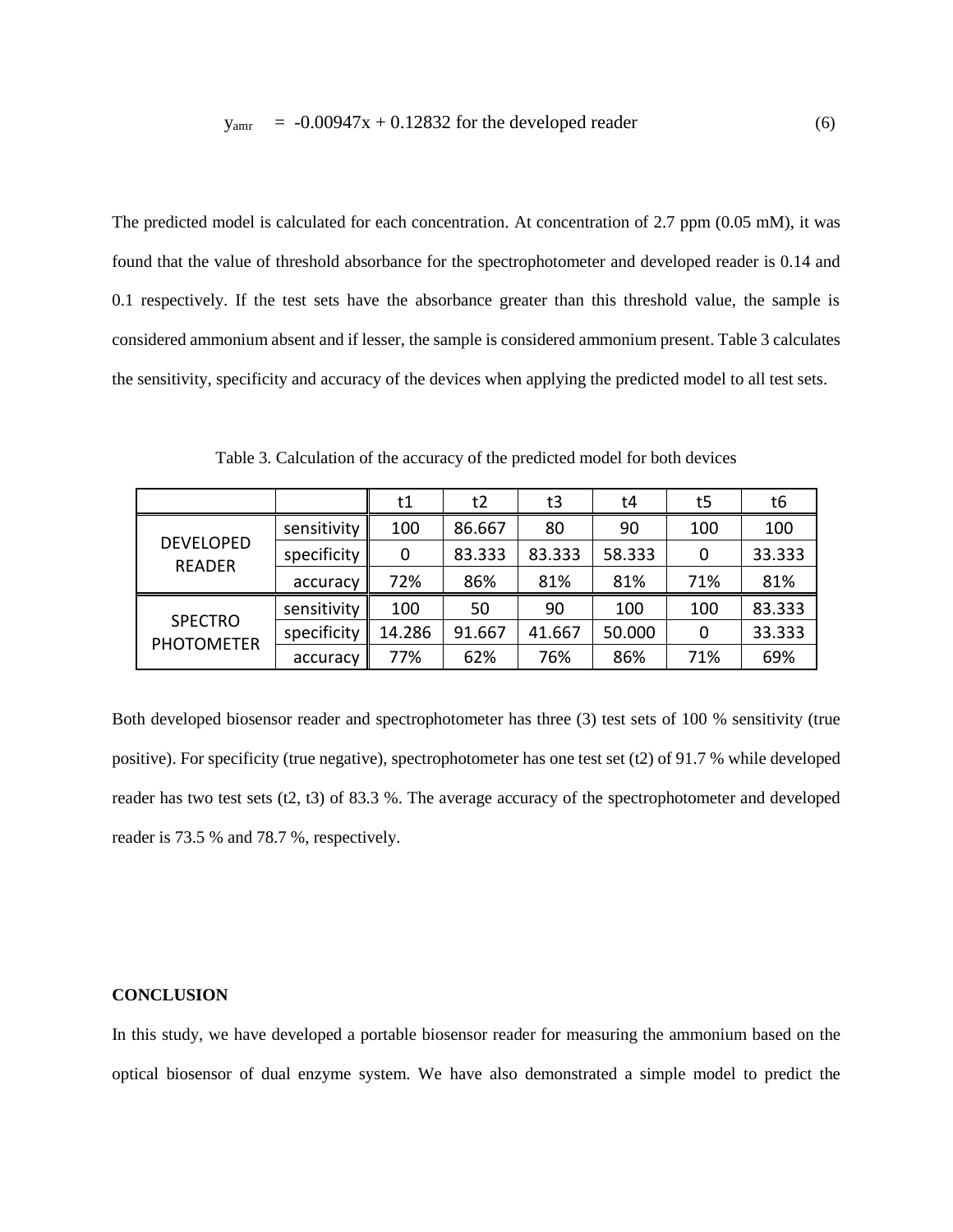$$y_{amr} = -0.00947x + 0.12832 \text{ for the developed reader} \tag{6}$$

The predicted model is calculated for each concentration. At concentration of 2.7 ppm (0.05 mM), it was found that the value of threshold absorbance for the spectrophotometer and developed reader is 0.14 and 0.1 respectively. If the test sets have the absorbance greater than this threshold value, the sample is considered ammonium absent and if lesser, the sample is considered ammonium present. Table 3 calculates the sensitivity, specificity and accuracy of the devices when applying the predicted model to all test sets.

Table 3. Calculation of the accuracy of the predicted model for both devices

| | | t1 | t2 | t3 | t4 | t5 | t6 |
|---|---|---|---|---|---|---|---|
| DEVELOPED READER | sensitivity | 100 | 86.667 | 80 | 90 | 100 | 100 |
| | specificity | 0 | 83.333 | 83.333 | 58.333 | 0 | 33.333 |
| | accuracy | 72% | 86% | 81% | 81% | 71% | 81% |
| SPECTRO PHOTOMETER | sensitivity | 100 | 50 | 90 | 100 | 100 | 83.333 |
| | specificity | 14.286 | 91.667 | 41.667 | 50.000 | 0 | 33.333 |
| | accuracy | 77% | 62% | 76% | 86% | 71% | 69% |

Both developed biosensor reader and spectrophotometer has three (3) test sets of 100 % sensitivity (true positive). For specificity (true negative), spectrophotometer has one test set (t2) of 91.7 % while developed reader has two test sets (t2, t3) of 83.3 %. The average accuracy of the spectrophotometer and developed reader is 73.5 % and 78.7 %, respectively.

**CONCLUSION**

In this study, we have developed a portable biosensor reader for measuring the ammonium based on the optical biosensor of dual enzyme system. We have also demonstrated a simple model to predict the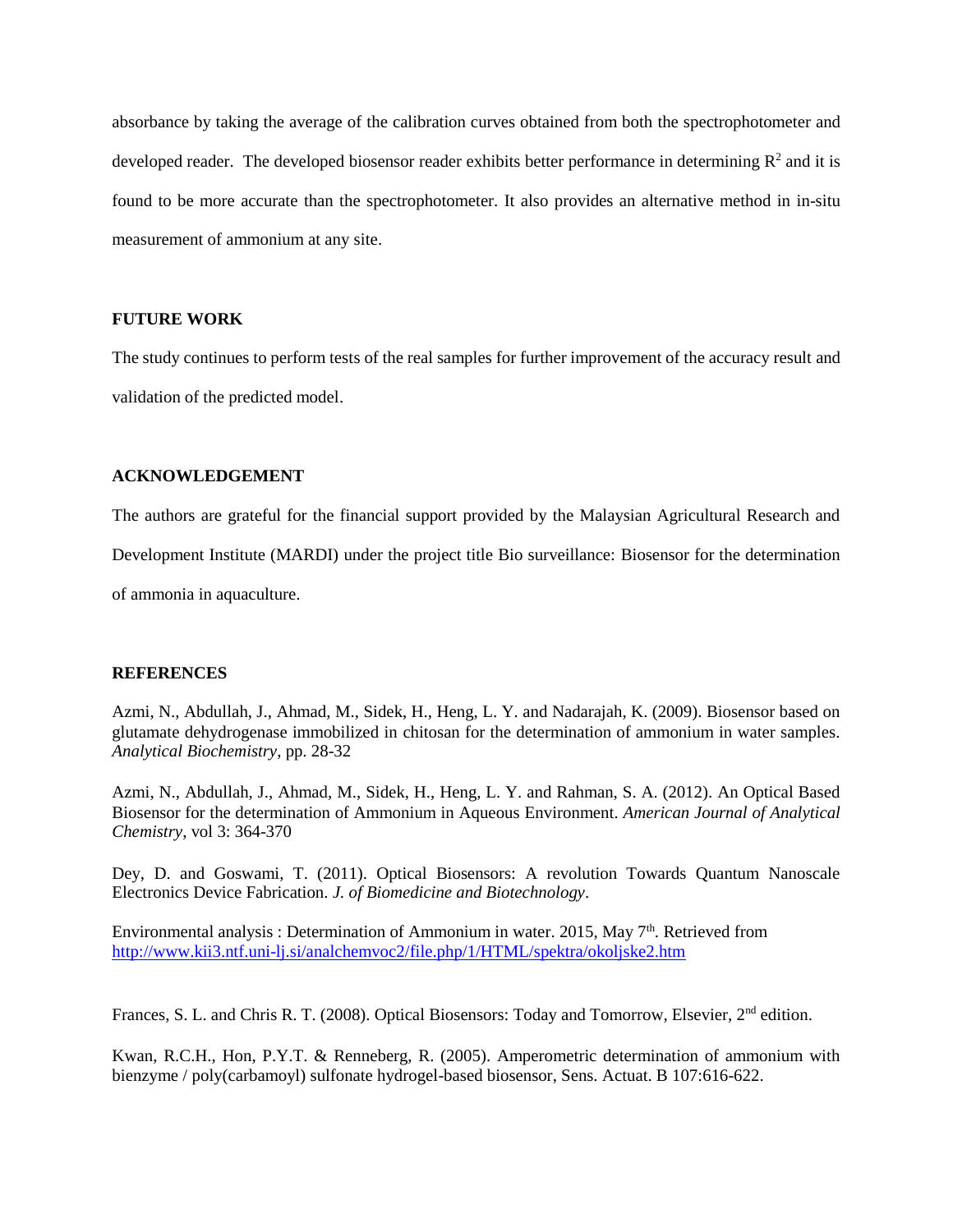absorbance by taking the average of the calibration curves obtained from both the spectrophotometer and developed reader. The developed biosensor reader exhibits better performance in determining $R^2$ and it is found to be more accurate than the spectrophotometer. It also provides an alternative method in in-situ measurement of ammonium at any site.

## FUTURE WORK

The study continues to perform tests of the real samples for further improvement of the accuracy result and validation of the predicted model.

## ACKNOWLEDGEMENT

The authors are grateful for the financial support provided by the Malaysian Agricultural Research and Development Institute (MARDI) under the project title Bio surveillance: Biosensor for the determination of ammonia in aquaculture.

## REFERENCES

Azmi, N., Abdullah, J., Ahmad, M., Sidek, H., Heng, L. Y. and Nadarajah, K. (2009). Biosensor based on glutamate dehydrogenase immobilized in chitosan for the determination of ammonium in water samples. *Analytical Biochemistry*, pp. 28-32

Azmi, N., Abdullah, J., Ahmad, M., Sidek, H., Heng, L. Y. and Rahman, S. A. (2012). An Optical Based Biosensor for the determination of Ammonium in Aqueous Environment. *American Journal of Analytical Chemistry*, vol 3: 364-370

Dey, D. and Goswami, T. (2011). Optical Biosensors: A revolution Towards Quantum Nanoscale Electronics Device Fabrication. *J. of Biomedicine and Biotechnology*.

Environmental analysis : Determination of Ammonium in water. 2015, May 7th. Retrieved from http://www.kii3.ntf.uni-lj.si/analchemvoc2/file.php/1/HTML/spektra/okoljske2.htm

Frances, S. L. and Chris R. T. (2008). Optical Biosensors: Today and Tomorrow, Elsevier, 2nd edition.

Kwan, R.C.H., Hon, P.Y.T. & Renneberg, R. (2005). Amperometric determination of ammonium with bienzyme / poly(carbamoyl) sulfonate hydrogel-based biosensor, Sens. Actuat. B 107:616-622.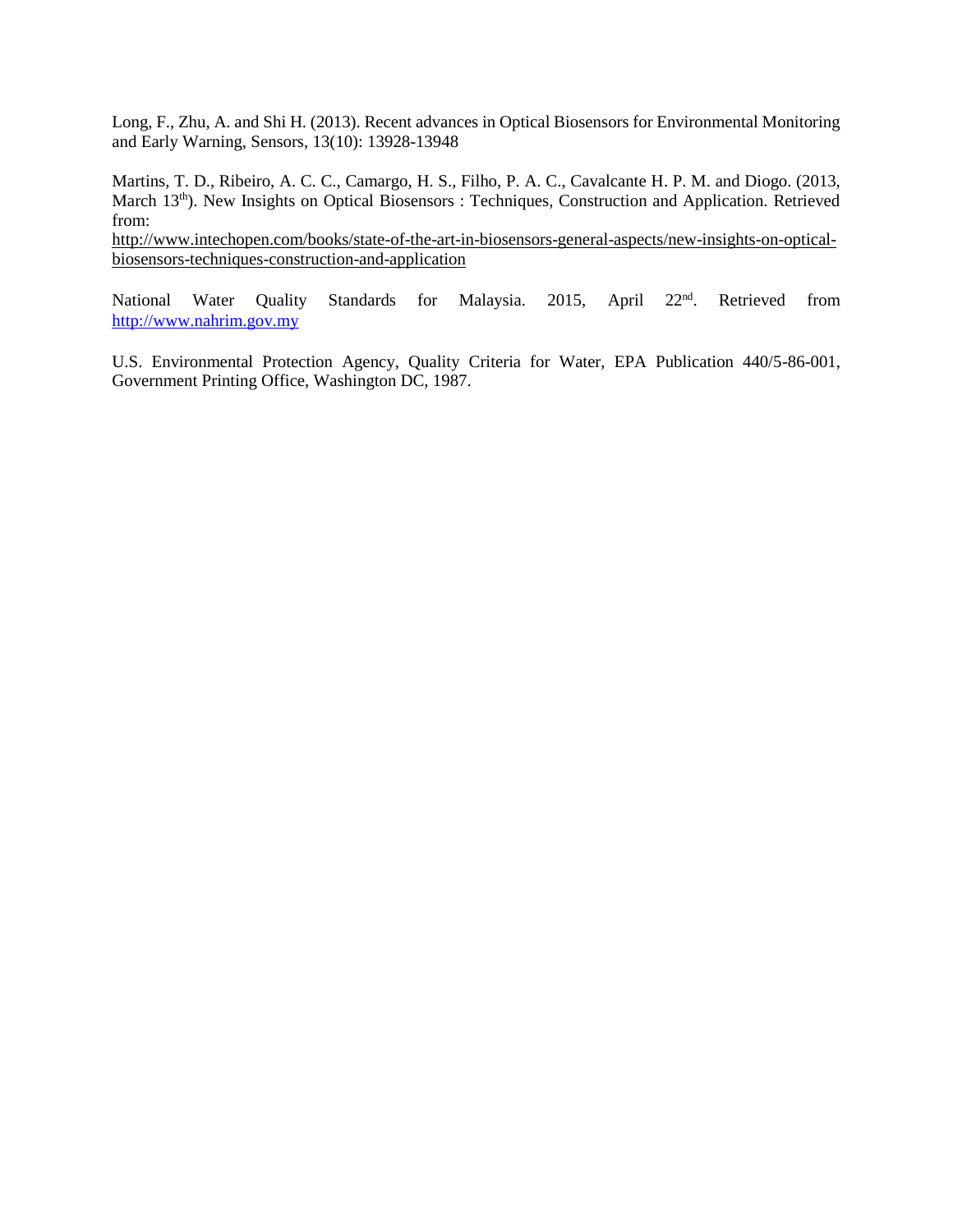Long, F., Zhu, A. and Shi H. (2013). Recent advances in Optical Biosensors for Environmental Monitoring and Early Warning, Sensors, 13(10): 13928-13948

Martins, T. D., Ribeiro, A. C. C., Camargo, H. S., Filho, P. A. C., Cavalcante H. P. M. and Diogo. (2013, March 13th). New Insights on Optical Biosensors : Techniques, Construction and Application. Retrieved from:
http://www.intechopen.com/books/state-of-the-art-in-biosensors-general-aspects/new-insights-on-optical-biosensors-techniques-construction-and-application

National Water Quality Standards for Malaysia. 2015, April 22nd. Retrieved from http://www.nahrim.gov.my

U.S. Environmental Protection Agency, Quality Criteria for Water, EPA Publication 440/5-86-001, Government Printing Office, Washington DC, 1987.